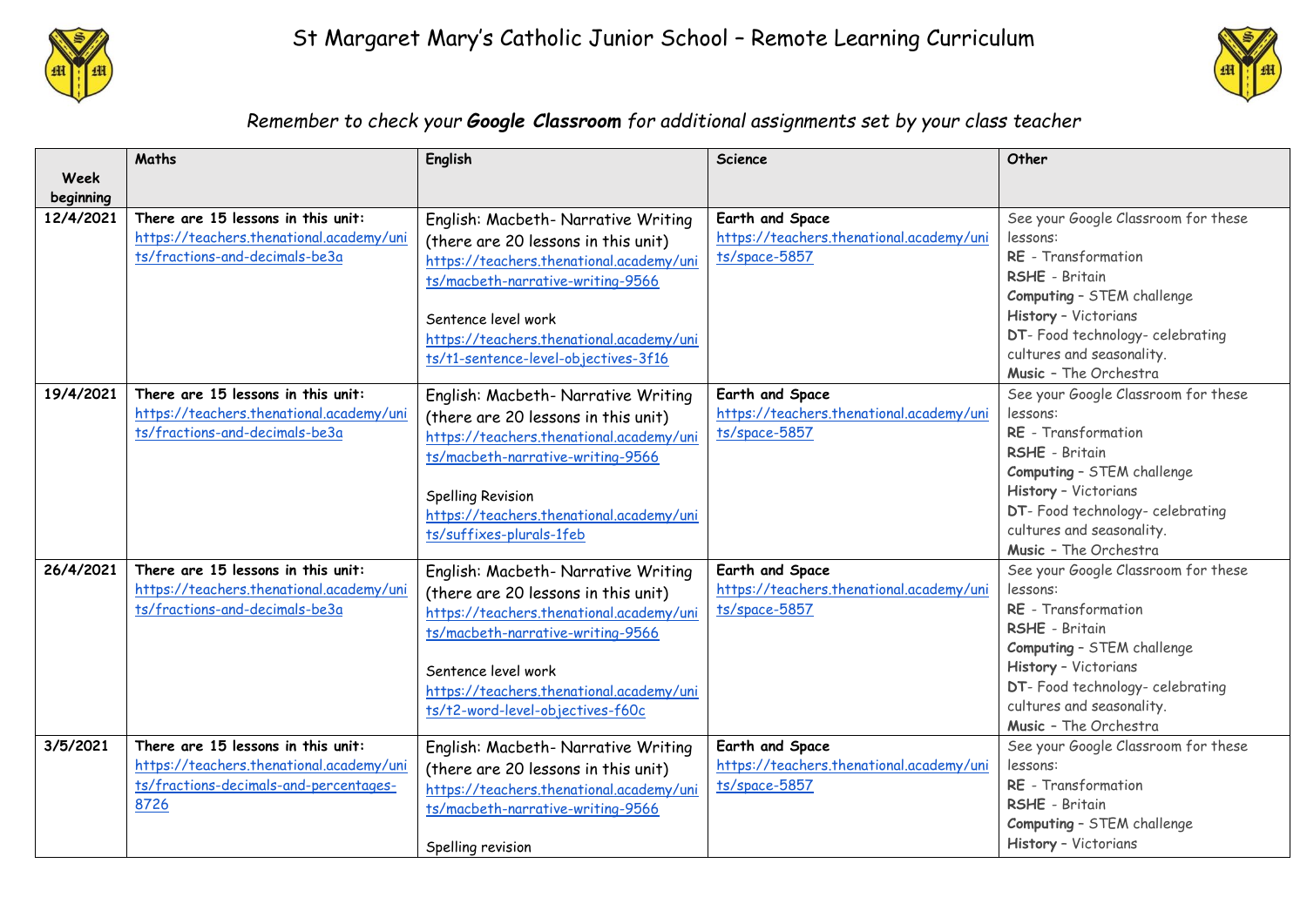# St Margaret Mary's Catholic Junior School – Remote Learning Curriculum

*Remember to check your **Google Classroom** for additional assignments set by your class teacher*

| Week beginning | Maths | English | Science | Other |
|---|---|---|---|---|
| 12/4/2021 | **There are 15 lessons in this unit:** https://teachers.thenational.academy/units/fractions-and-decimals-be3a | English: Macbeth- Narrative Writing (there are 20 lessons in this unit) https://teachers.thenational.academy/units/macbeth-narrative-writing-9566<br><br>Sentence level work https://teachers.thenational.academy/units/t1-sentence-level-objectives-3f16 | **Earth and Space** https://teachers.thenational.academy/units/space-5857 | See your Google Classroom for these lessons:<br>**RE** - Transformation<br>**RSHE** - Britain<br>**Computing** – STEM challenge<br>**History** – Victorians<br>**DT**- Food technology- celebrating cultures and seasonality.<br>**Music** – The Orchestra |
| 19/4/2021 | **There are 15 lessons in this unit:** https://teachers.thenational.academy/units/fractions-and-decimals-be3a | English: Macbeth- Narrative Writing (there are 20 lessons in this unit) https://teachers.thenational.academy/units/macbeth-narrative-writing-9566<br><br>Spelling Revision https://teachers.thenational.academy/units/suffixes-plurals-1feb | **Earth and Space** https://teachers.thenational.academy/units/space-5857 | See your Google Classroom for these lessons:<br>**RE** - Transformation<br>**RSHE** - Britain<br>**Computing** – STEM challenge<br>**History** – Victorians<br>**DT**- Food technology- celebrating cultures and seasonality.<br>**Music** – The Orchestra |
| 26/4/2021 | **There are 15 lessons in this unit:** https://teachers.thenational.academy/units/fractions-and-decimals-be3a | English: Macbeth- Narrative Writing (there are 20 lessons in this unit) https://teachers.thenational.academy/units/macbeth-narrative-writing-9566<br><br>Sentence level work https://teachers.thenational.academy/units/t2-word-level-objectives-f60c | **Earth and Space** https://teachers.thenational.academy/units/space-5857 | See your Google Classroom for these lessons:<br>**RE** - Transformation<br>**RSHE** - Britain<br>**Computing** – STEM challenge<br>**History** – Victorians<br>**DT**- Food technology- celebrating cultures and seasonality.<br>**Music** – The Orchestra |
| 3/5/2021 | **There are 15 lessons in this unit:** https://teachers.thenational.academy/units/fractions-decimals-and-percentages-8726 | English: Macbeth- Narrative Writing (there are 20 lessons in this unit) https://teachers.thenational.academy/units/macbeth-narrative-writing-9566<br><br>Spelling revision | **Earth and Space** https://teachers.thenational.academy/units/space-5857 | See your Google Classroom for these lessons:<br>**RE** - Transformation<br>**RSHE** - Britain<br>**Computing** – STEM challenge<br>**History** – Victorians |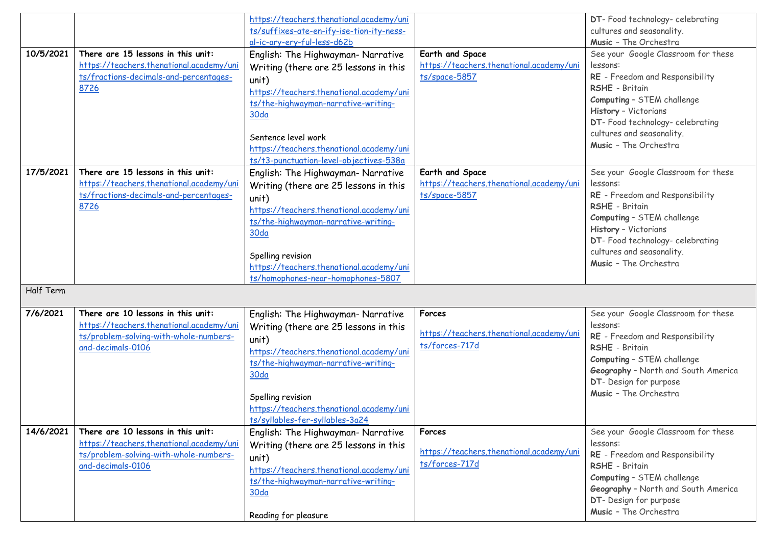| | | | | |
|---|---|---|---|---|
| | | https://teachers.thenational.academy/units/suffixes-ate-en-ify-ise-tion-ity-ness-al-ic-ary-ery-ful-less-d62b | | **DT**- Food technology- celebrating cultures and seasonality.<br>**Music** – The Orchestra |
| **10/5/2021** | **There are 15 lessons in this unit:**<br>https://teachers.thenational.academy/units/fractions-decimals-and-percentages-8726 | English: The Highwayman- Narrative Writing (there are 25 lessons in this unit)<br>https://teachers.thenational.academy/units/the-highwayman-narrative-writing-30da<br><br>Sentence level work<br>https://teachers.thenational.academy/units/t3-punctuation-level-objectives-538a | **Earth and Space**<br>https://teachers.thenational.academy/units/space-5857 | See your Google Classroom for these lessons:<br>**RE** - Freedom and Responsibility<br>**RSHE** - Britain<br>**Computing** – STEM challenge<br>**History** – Victorians<br>**DT**- Food technology- celebrating cultures and seasonality.<br>**Music** – The Orchestra |
| **17/5/2021** | **There are 15 lessons in this unit:**<br>https://teachers.thenational.academy/units/fractions-decimals-and-percentages-8726 | English: The Highwayman- Narrative Writing (there are 25 lessons in this unit)<br>https://teachers.thenational.academy/units/the-highwayman-narrative-writing-30da<br><br>Spelling revision<br>https://teachers.thenational.academy/units/homophones-near-homophones-5807 | **Earth and Space**<br>https://teachers.thenational.academy/units/space-5857 | See your Google Classroom for these lessons:<br>**RE** - Freedom and Responsibility<br>**RSHE** - Britain<br>**Computing** – STEM challenge<br>**History** – Victorians<br>**DT**- Food technology- celebrating cultures and seasonality.<br>**Music** – The Orchestra |
| Half Term | | | | |
| **7/6/2021** | **There are 10 lessons in this unit:**<br>https://teachers.thenational.academy/units/problem-solving-with-whole-numbers-and-decimals-0106 | English: The Highwayman- Narrative Writing (there are 25 lessons in this unit)<br>https://teachers.thenational.academy/units/the-highwayman-narrative-writing-30da<br><br>Spelling revision<br>https://teachers.thenational.academy/units/syllables-fer-syllables-3a24 | **Forces**<br><br>https://teachers.thenational.academy/units/forces-717d | See your Google Classroom for these lessons:<br>**RE** - Freedom and Responsibility<br>**RSHE** - Britain<br>**Computing** – STEM challenge<br>**Geography** – North and South America<br>**DT**- Design for purpose<br>**Music** – The Orchestra |
| **14/6/2021** | **There are 10 lessons in this unit:**<br>https://teachers.thenational.academy/units/problem-solving-with-whole-numbers-and-decimals-0106 | English: The Highwayman- Narrative Writing (there are 25 lessons in this unit)<br>https://teachers.thenational.academy/units/the-highwayman-narrative-writing-30da<br><br>Reading for pleasure | **Forces**<br><br>https://teachers.thenational.academy/units/forces-717d | See your Google Classroom for these lessons:<br>**RE** - Freedom and Responsibility<br>**RSHE** - Britain<br>**Computing** – STEM challenge<br>**Geography** – North and South America<br>**DT**- Design for purpose<br>**Music** – The Orchestra |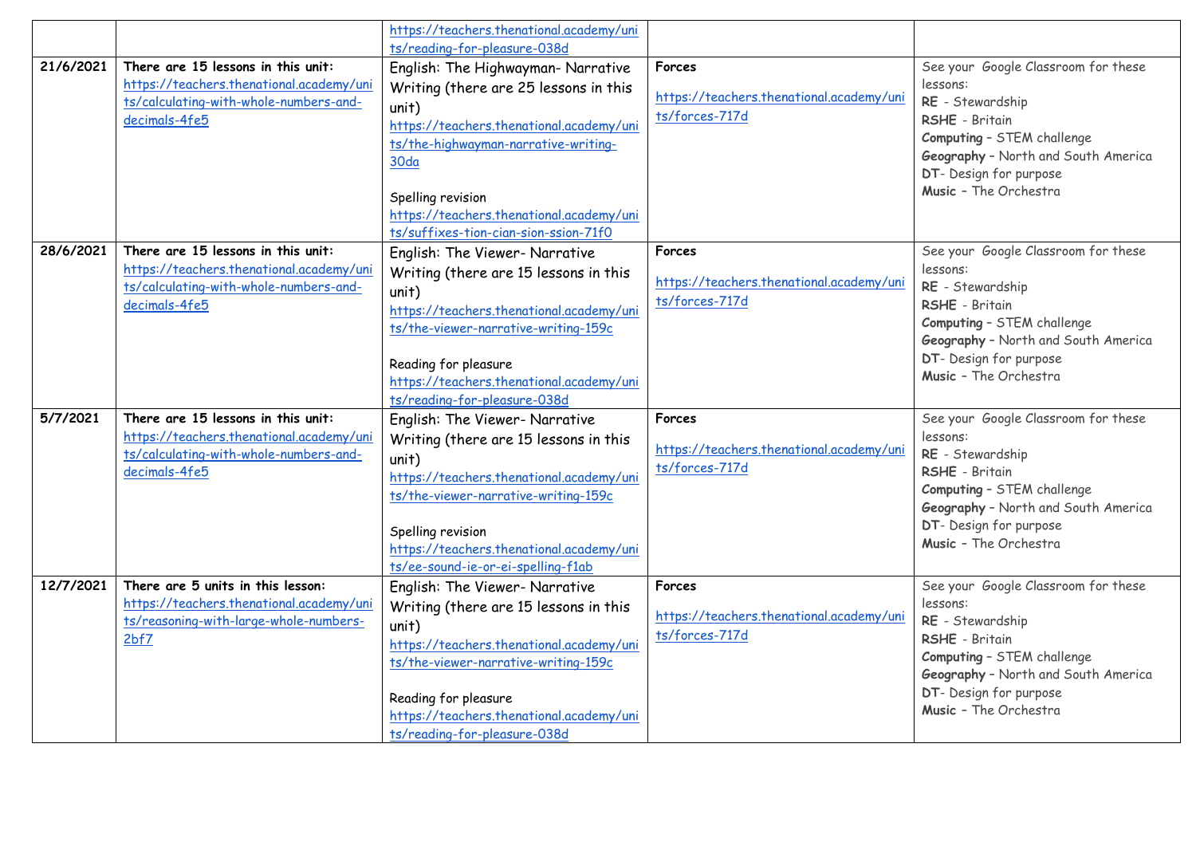| | | | | |
|---|---|---|---|---|
| | | https://teachers.thenational.academy/units/reading-for-pleasure-038d | | |
| 21/6/2021 | **There are 15 lessons in this unit:** https://teachers.thenational.academy/units/calculating-with-whole-numbers-and-decimals-4fe5 | English: The Highwayman- Narrative Writing (there are 25 lessons in this unit) https://teachers.thenational.academy/units/the-highwayman-narrative-writing-30da<br><br>Spelling revision https://teachers.thenational.academy/units/suffixes-tion-cian-sion-ssion-71f0 | **Forces**<br><br>https://teachers.thenational.academy/units/forces-717d | See your Google Classroom for these lessons:<br>**RE** - Stewardship<br>**RSHE** - Britain<br>***Computing*** – STEM challenge<br>***Geography*** – North and South America<br>**DT**- Design for purpose<br>***Music*** – The Orchestra |
| 28/6/2021 | **There are 15 lessons in this unit:** https://teachers.thenational.academy/units/calculating-with-whole-numbers-and-decimals-4fe5 | English: The Viewer- Narrative Writing (there are 15 lessons in this unit) https://teachers.thenational.academy/units/the-viewer-narrative-writing-159c<br><br>Reading for pleasure https://teachers.thenational.academy/units/reading-for-pleasure-038d | **Forces**<br><br>https://teachers.thenational.academy/units/forces-717d | See your Google Classroom for these lessons:<br>**RE** - Stewardship<br>**RSHE** - Britain<br>***Computing*** – STEM challenge<br>***Geography*** – North and South America<br>**DT**- Design for purpose<br>***Music*** – The Orchestra |
| 5/7/2021 | **There are 15 lessons in this unit:** https://teachers.thenational.academy/units/calculating-with-whole-numbers-and-decimals-4fe5 | English: The Viewer- Narrative Writing (there are 15 lessons in this unit) https://teachers.thenational.academy/units/the-viewer-narrative-writing-159c<br><br>Spelling revision https://teachers.thenational.academy/units/ee-sound-ie-or-ei-spelling-f1ab | **Forces**<br><br>https://teachers.thenational.academy/units/forces-717d | See your Google Classroom for these lessons:<br>**RE** - Stewardship<br>**RSHE** - Britain<br>***Computing*** – STEM challenge<br>***Geography*** – North and South America<br>**DT**- Design for purpose<br>***Music*** – The Orchestra |
| 12/7/2021 | **There are 5 units in this lesson:** https://teachers.thenational.academy/units/reasoning-with-large-whole-numbers-2bf7 | English: The Viewer- Narrative Writing (there are 15 lessons in this unit) https://teachers.thenational.academy/units/the-viewer-narrative-writing-159c<br><br>Reading for pleasure https://teachers.thenational.academy/units/reading-for-pleasure-038d | **Forces**<br><br>https://teachers.thenational.academy/units/forces-717d | See your Google Classroom for these lessons:<br>**RE** - Stewardship<br>**RSHE** - Britain<br>***Computing*** – STEM challenge<br>***Geography*** – North and South America<br>**DT**- Design for purpose<br>***Music*** – The Orchestra |